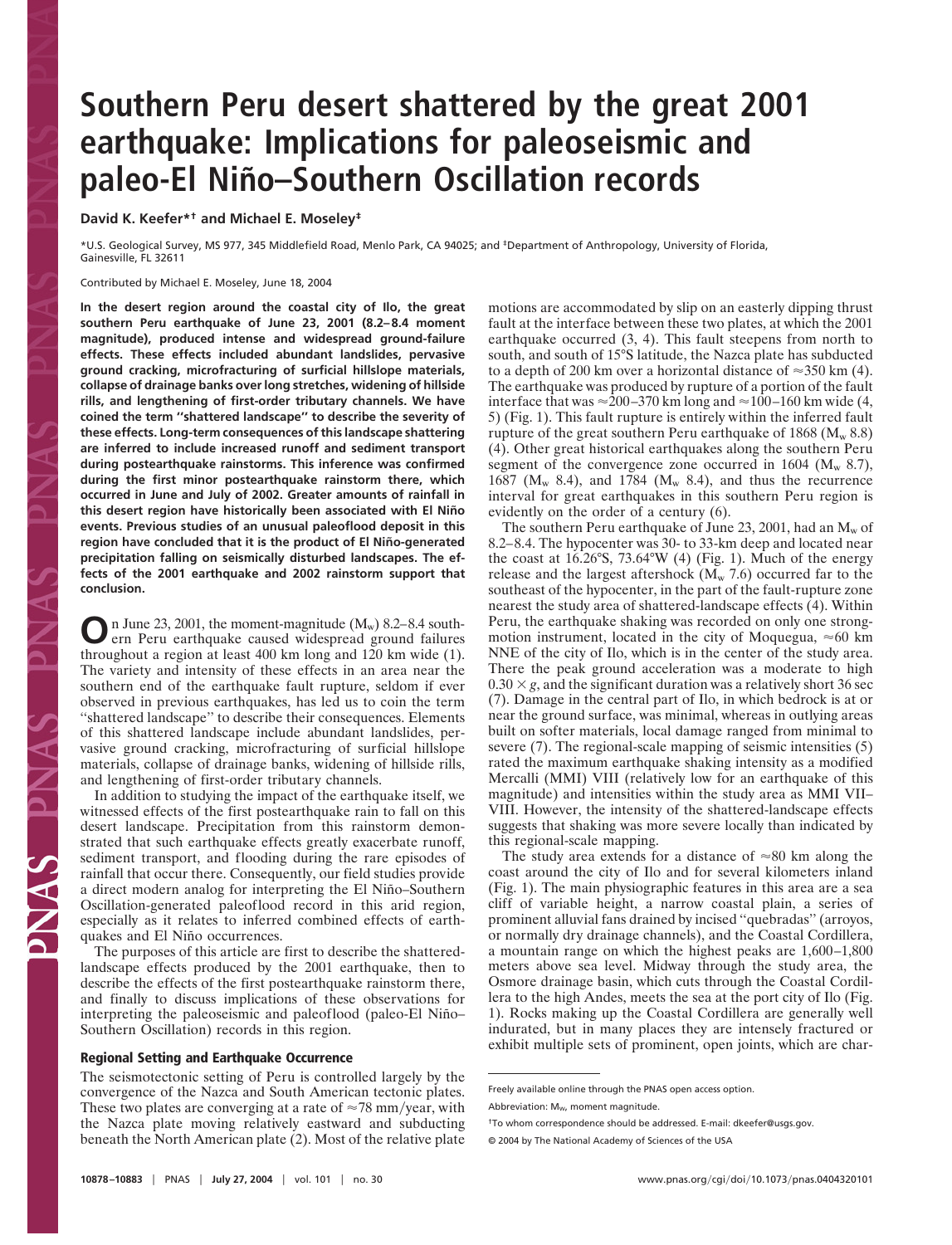# Southern Peru desert shattered by the great 2001 earthquake: Implications for paleoseismic and paleo-El Niño–Southern Oscillation records

**David K. Keefer*† and Michael E. Moseley‡**

*U.S. Geological Survey, MS 977, 345 Middlefield Road, Menlo Park, CA 94025; and ‡Department of Anthropology, University of Florida, Gainesville, FL 32611

Contributed by Michael E. Moseley, June 18, 2004

**In the desert region around the coastal city of Ilo, the great southern Peru earthquake of June 23, 2001 (8.2–8.4 moment magnitude), produced intense and widespread ground-failure effects. These effects included abundant landslides, pervasive ground cracking, microfracturing of surficial hillslope materials, collapse of drainage banks over long stretches, widening of hillside rills, and lengthening of first-order tributary channels. We have coined the term "shattered landscape" to describe the severity of these effects. Long-term consequences of this landscape shattering are inferred to include increased runoff and sediment transport during postearthquake rainstorms. This inference was confirmed during the first minor postearthquake rainstorm there, which occurred in June and July of 2002. Greater amounts of rainfall in this desert region have historically been associated with El Niño events. Previous studies of an unusual paleoflood deposit in this region have concluded that it is the product of El Niño-generated precipitation falling on seismically disturbed landscapes. The effects of the 2001 earthquake and 2002 rainstorm support that conclusion.**

On June 23, 2001, the moment-magnitude ($M_w$) 8.2–8.4 southern Peru earthquake caused widespread ground failures throughout a region at least 400 km long and 120 km wide (1). The variety and intensity of these effects in an area near the southern end of the earthquake fault rupture, seldom if ever observed in previous earthquakes, has led us to coin the term "shattered landscape" to describe their consequences. Elements of this shattered landscape include abundant landslides, pervasive ground cracking, microfracturing of surficial hillslope materials, collapse of drainage banks, widening of hillside rills, and lengthening of first-order tributary channels.

In addition to studying the impact of the earthquake itself, we witnessed effects of the first postearthquake rain to fall on this desert landscape. Precipitation from this rainstorm demonstrated that such earthquake effects greatly exacerbate runoff, sediment transport, and flooding during the rare episodes of rainfall that occur there. Consequently, our field studies provide a direct modern analog for interpreting the El Niño–Southern Oscillation-generated paleoflood record in this arid region, especially as it relates to inferred combined effects of earthquakes and El Niño occurrences.

The purposes of this article are first to describe the shattered-landscape effects produced by the 2001 earthquake, then to describe the effects of the first postearthquake rainstorm there, and finally to discuss implications of these observations for interpreting the paleoseismic and paleoflood (paleo-El Niño–Southern Oscillation) records in this region.

## Regional Setting and Earthquake Occurrence

The seismotectonic setting of Peru is controlled largely by the convergence of the Nazca and South American tectonic plates. These two plates are converging at a rate of ≈78 mm/year, with the Nazca plate moving relatively eastward and subducting beneath the North American plate (2). Most of the relative plate motions are accommodated by slip on an easterly dipping thrust fault at the interface between these two plates, at which the 2001 earthquake occurred (3, 4). This fault steepens from north to south, and south of 15°S latitude, the Nazca plate has subducted to a depth of 200 km over a horizontal distance of ≈350 km (4). The earthquake was produced by rupture of a portion of the fault interface that was ≈200–370 km long and ≈100–160 km wide (4, 5) (Fig. 1). This fault rupture is entirely within the inferred fault rupture of the great southern Peru earthquake of 1868 ($M_w$ 8.8) (4). Other great historical earthquakes along the southern Peru segment of the convergence zone occurred in 1604 ($M_w$ 8.7), 1687 ($M_w$ 8.4), and 1784 ($M_w$ 8.4), and thus the recurrence interval for great earthquakes in this southern Peru region is evidently on the order of a century (6).

The southern Peru earthquake of June 23, 2001, had an $M_w$ of 8.2–8.4. The hypocenter was 30- to 33-km deep and located near the coast at 16.26°S, 73.64°W (4) (Fig. 1). Much of the energy release and the largest aftershock ($M_w$ 7.6) occurred far to the southeast of the hypocenter, in the part of the fault-rupture zone nearest the study area of shattered-landscape effects (4). Within Peru, the earthquake shaking was recorded on only one strong-motion instrument, located in the city of Moquegua, ≈60 km NNE of the city of Ilo, which is in the center of the study area. There the peak ground acceleration was a moderate to high $0.30 \times g$, and the significant duration was a relatively short 36 sec (7). Damage in the central part of Ilo, in which bedrock is at or near the ground surface, was minimal, whereas in outlying areas built on softer materials, local damage ranged from minimal to severe (7). The regional-scale mapping of seismic intensities (5) rated the maximum earthquake shaking intensity as a modified Mercalli (MMI) VIII (relatively low for an earthquake of this magnitude) and intensities within the study area as MMI VII–VIII. However, the intensity of the shattered-landscape effects suggests that shaking was more severe locally than indicated by this regional-scale mapping.

The study area extends for a distance of ≈80 km along the coast around the city of Ilo and for several kilometers inland (Fig. 1). The main physiographic features in this area are a sea cliff of variable height, a narrow coastal plain, a series of prominent alluvial fans drained by incised "quebradas" (arroyos, or normally dry drainage channels), and the Coastal Cordillera, a mountain range on which the highest peaks are 1,600–1,800 meters above sea level. Midway through the study area, the Osmore drainage basin, which cuts through the Coastal Cordillera to the high Andes, meets the sea at the port city of Ilo (Fig. 1). Rocks making up the Coastal Cordillera are generally well indurated, but in many places they are intensely fractured or exhibit multiple sets of prominent, open joints, which are char-

---

Freely available online through the PNAS open access option.

Abbreviation: $M_w$, moment magnitude.

†To whom correspondence should be addressed. E-mail: dkeefer@usgs.gov.

© 2004 by The National Academy of Sciences of the USA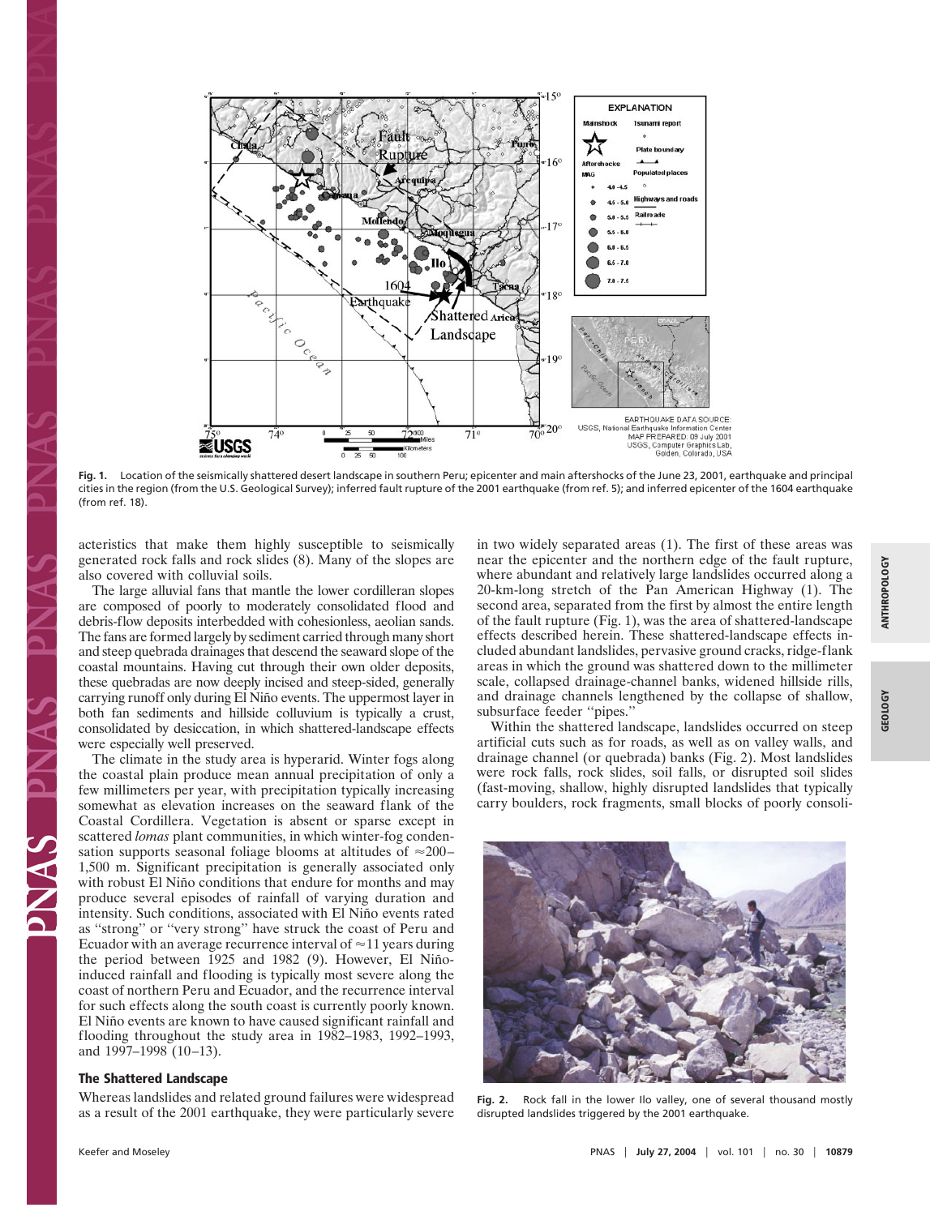Fig. 1. Location of the seismically shattered desert landscape in southern Peru; epicenter and main aftershocks of the June 23, 2001, earthquake and principal cities in the region (from the U.S. Geological Survey); inferred fault rupture of the 2001 earthquake (from ref. 5); and inferred epicenter of the 1604 earthquake (from ref. 18).

acteristics that make them highly susceptible to seismically generated rock falls and rock slides (8). Many of the slopes are also covered with colluvial soils.

The large alluvial fans that mantle the lower cordilleran slopes are composed of poorly to moderately consolidated flood and debris-flow deposits interbedded with cohesionless, aeolian sands. The fans are formed largely by sediment carried through many short and steep quebrada drainages that descend the seaward slope of the coastal mountains. Having cut through their own older deposits, these quebradas are now deeply incised and steep-sided, generally carrying runoff only during El Niño events. The uppermost layer in both fan sediments and hillside colluvium is typically a crust, consolidated by desiccation, in which shattered-landscape effects were especially well preserved.

The climate in the study area is hyperarid. Winter fogs along the coastal plain produce mean annual precipitation of only a few millimeters per year, with precipitation typically increasing somewhat as elevation increases on the seaward flank of the Coastal Cordillera. Vegetation is absent or sparse except in scattered *lomas* plant communities, in which winter-fog condensation supports seasonal foliage blooms at altitudes of ≈200–1,500 m. Significant precipitation is generally associated only with robust El Niño conditions that endure for months and may produce several episodes of rainfall of varying duration and intensity. Such conditions, associated with El Niño events rated as "strong" or "very strong" have struck the coast of Peru and Ecuador with an average recurrence interval of ≈11 years during the period between 1925 and 1982 (9). However, El Niño-induced rainfall and flooding is typically most severe along the coast of northern Peru and Ecuador, and the recurrence interval for such effects along the south coast is currently poorly known. El Niño events are known to have caused significant rainfall and flooding throughout the study area in 1982–1983, 1992–1993, and 1997–1998 (10–13).

## The Shattered Landscape

Whereas landslides and related ground failures were widespread as a result of the 2001 earthquake, they were particularly severe in two widely separated areas (1). The first of these areas was near the epicenter and the northern edge of the fault rupture, where abundant and relatively large landslides occurred along a 20-km-long stretch of the Pan American Highway (1). The second area, separated from the first by almost the entire length of the fault rupture (Fig. 1), was the area of shattered-landscape effects described herein. These shattered-landscape effects included abundant landslides, pervasive ground cracks, ridge-flank areas in which the ground was shattered down to the millimeter scale, collapsed drainage-channel banks, widened hillside rills, and drainage channels lengthened by the collapse of shallow, subsurface feeder "pipes."

Within the shattered landscape, landslides occurred on steep artificial cuts such as for roads, as well as on valley walls, and drainage channel (or quebrada) banks (Fig. 2). Most landslides were rock falls, rock slides, soil falls, or disrupted soil slides (fast-moving, shallow, highly disrupted landslides that typically carry boulders, rock fragments, small blocks of poorly consoli-

Fig. 2. Rock fall in the lower Ilo valley, one of several thousand mostly disrupted landslides triggered by the 2001 earthquake.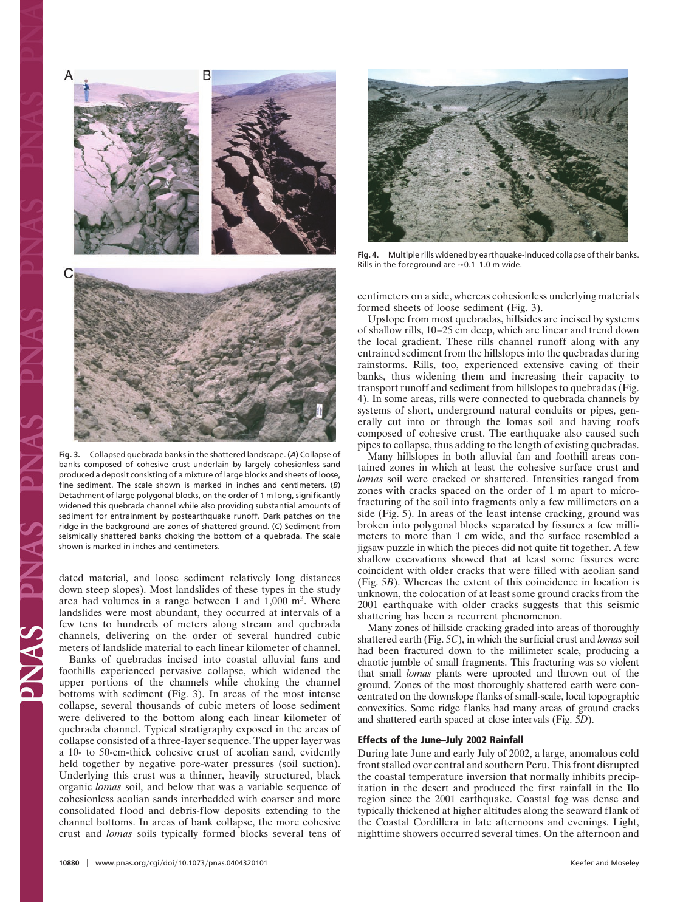Fig. 3. Collapsed quebrada banks in the shattered landscape. (*A*) Collapse of banks composed of cohesive crust underlain by largely cohesionless sand produced a deposit consisting of a mixture of large blocks and sheets of loose, fine sediment. The scale shown is marked in inches and centimeters. (*B*) Detachment of large polygonal blocks, on the order of 1 m long, significantly widened this quebrada channel while also providing substantial amounts of sediment for entrainment by postearthquake runoff. Dark patches on the ridge in the background are zones of shattered ground. (*C*) Sediment from seismically shattered banks choking the bottom of a quebrada. The scale shown is marked in inches and centimeters.

Fig. 4. Multiple rills widened by earthquake-induced collapse of their banks. Rills in the foreground are ≈0.1–1.0 m wide.

dated material, and loose sediment relatively long distances down steep slopes). Most landslides of these types in the study area had volumes in a range between 1 and 1,000 $m^3$. Where landslides were most abundant, they occurred at intervals of a few tens to hundreds of meters along stream and quebrada channels, delivering on the order of several hundred cubic meters of landslide material to each linear kilometer of channel.

Banks of quebradas incised into coastal alluvial fans and foothills experienced pervasive collapse, which widened the upper portions of the channels while choking the channel bottoms with sediment (Fig. 3). In areas of the most intense collapse, several thousands of cubic meters of loose sediment were delivered to the bottom along each linear kilometer of quebrada channel. Typical stratigraphy exposed in the areas of collapse consisted of a three-layer sequence. The upper layer was a 10- to 50-cm-thick cohesive crust of aeolian sand, evidently held together by negative pore-water pressures (soil suction). Underlying this crust was a thinner, heavily structured, black organic *lomas* soil, and below that was a variable sequence of cohesionless aeolian sands interbedded with coarser and more consolidated flood and debris-flow deposits extending to the channel bottoms. In areas of bank collapse, the more cohesive crust and *lomas* soils typically formed blocks several tens of centimeters on a side, whereas cohesionless underlying materials formed sheets of loose sediment (Fig. 3).

Upslope from most quebradas, hillsides are incised by systems of shallow rills, 10–25 cm deep, which are linear and trend down the local gradient. These rills channel runoff along with any entrained sediment from the hillslopes into the quebradas during rainstorms. Rills, too, experienced extensive caving of their banks, thus widening them and increasing their capacity to transport runoff and sediment from hillslopes to quebradas (Fig. 4). In some areas, rills were connected to quebrada channels by systems of short, underground natural conduits or pipes, generally cut into or through the lomas soil and having roofs composed of cohesive crust. The earthquake also caused such pipes to collapse, thus adding to the length of existing quebradas.

Many hillslopes in both alluvial fan and foothill areas contained zones in which at least the cohesive surface crust and *lomas* soil were cracked or shattered. Intensities ranged from zones with cracks spaced on the order of 1 m apart to microfracturing of the soil into fragments only a few millimeters on a side (Fig. 5). In areas of the least intense cracking, ground was broken into polygonal blocks separated by fissures a few millimeters to more than 1 cm wide, and the surface resembled a jigsaw puzzle in which the pieces did not quite fit together. A few shallow excavations showed that at least some fissures were coincident with older cracks that were filled with aeolian sand (Fig. 5*B*). Whereas the extent of this coincidence in location is unknown, the colocation of at least some ground cracks from the 2001 earthquake with older cracks suggests that this seismic shattering has been a recurrent phenomenon.

Many zones of hillside cracking graded into areas of thoroughly shattered earth (Fig. 5*C*), in which the surficial crust and *lomas* soil had been fractured down to the millimeter scale, producing a chaotic jumble of small fragments. This fracturing was so violent that small *lomas* plants were uprooted and thrown out of the ground. Zones of the most thoroughly shattered earth were concentrated on the downslope flanks of small-scale, local topographic convexities. Some ridge flanks had many areas of ground cracks and shattered earth spaced at close intervals (Fig. 5*D*).

## Effects of the June–July 2002 Rainfall

During late June and early July of 2002, a large, anomalous cold front stalled over central and southern Peru. This front disrupted the coastal temperature inversion that normally inhibits precipitation in the desert and produced the first rainfall in the Ilo region since the 2001 earthquake. Coastal fog was dense and typically thickened at higher altitudes along the seaward flank of the Coastal Cordillera in late afternoons and evenings. Light, nighttime showers occurred several times. On the afternoon and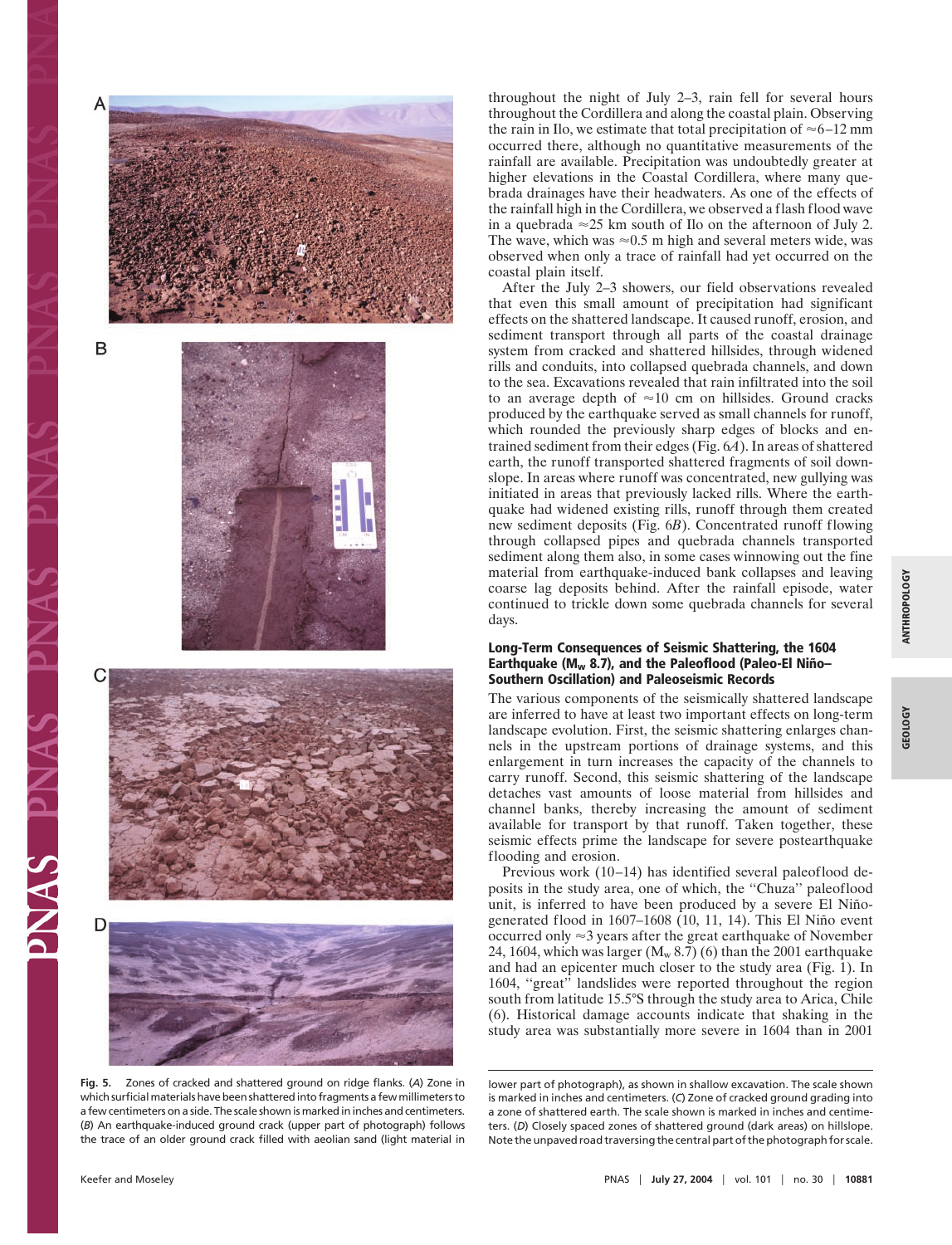throughout the night of July 2–3, rain fell for several hours throughout the Cordillera and along the coastal plain. Observing the rain in Ilo, we estimate that total precipitation of ≈6–12 mm occurred there, although no quantitative measurements of the rainfall are available. Precipitation was undoubtedly greater at higher elevations in the Coastal Cordillera, where many quebrada drainages have their headwaters. As one of the effects of the rainfall high in the Cordillera, we observed a flash flood wave in a quebrada ≈25 km south of Ilo on the afternoon of July 2. The wave, which was ≈0.5 m high and several meters wide, was observed when only a trace of rainfall had yet occurred on the coastal plain itself.

After the July 2–3 showers, our field observations revealed that even this small amount of precipitation had significant effects on the shattered landscape. It caused runoff, erosion, and sediment transport through all parts of the coastal drainage system from cracked and shattered hillsides, through widened rills and conduits, into collapsed quebrada channels, and down to the sea. Excavations revealed that rain infiltrated into the soil to an average depth of ≈10 cm on hillsides. Ground cracks produced by the earthquake served as small channels for runoff, which rounded the previously sharp edges of blocks and entrained sediment from their edges (Fig. 6*A*). In areas of shattered earth, the runoff transported shattered fragments of soil downslope. In areas where runoff was concentrated, new gullying was initiated in areas that previously lacked rills. Where the earthquake had widened existing rills, runoff through them created new sediment deposits (Fig. 6*B*). Concentrated runoff flowing through collapsed pipes and quebrada channels transported sediment along them also, in some cases winnowing out the fine material from earthquake-induced bank collapses and leaving coarse lag deposits behind. After the rainfall episode, water continued to trickle down some quebrada channels for several days.

## Long-Term Consequences of Seismic Shattering, the 1604 Earthquake ($M_w$ 8.7), and the Paleoflood (Paleo-El Niño–Southern Oscillation) and Paleoseismic Records

The various components of the seismically shattered landscape are inferred to have at least two important effects on long-term landscape evolution. First, the seismic shattering enlarges channels in the upstream portions of drainage systems, and this enlargement in turn increases the capacity of the channels to carry runoff. Second, this seismic shattering of the landscape detaches vast amounts of loose material from hillsides and channel banks, thereby increasing the amount of sediment available for transport by that runoff. Taken together, these seismic effects prime the landscape for severe postearthquake flooding and erosion.

Previous work (10–14) has identified several paleoflood deposits in the study area, one of which, the "Chuza" paleoflood unit, is inferred to have been produced by a severe El Niño-generated flood in 1607–1608 (10, 11, 14). This El Niño event occurred only ≈3 years after the great earthquake of November 24, 1604, which was larger ($M_w$ 8.7) (6) than the 2001 earthquake and had an epicenter much closer to the study area (Fig. 1). In 1604, "great" landslides were reported throughout the region south from latitude 15.5°S through the study area to Arica, Chile (6). Historical damage accounts indicate that shaking in the study area was substantially more severe in 1604 than in 2001

**Fig. 5.** Zones of cracked and shattered ground on ridge flanks. (*A*) Zone in which surficial materials have been shattered into fragments a few millimeters to a few centimeters on a side. The scale shown is marked in inches and centimeters. (*B*) An earthquake-induced ground crack (upper part of photograph) follows the trace of an older ground crack filled with aeolian sand (light material in lower part of photograph), as shown in shallow excavation. The scale shown is marked in inches and centimeters. (*C*) Zone of cracked ground grading into a zone of shattered earth. The scale shown is marked in inches and centimeters. (*D*) Closely spaced zones of shattered ground (dark areas) on hillslope. Note the unpaved road traversing the central part of the photograph for scale.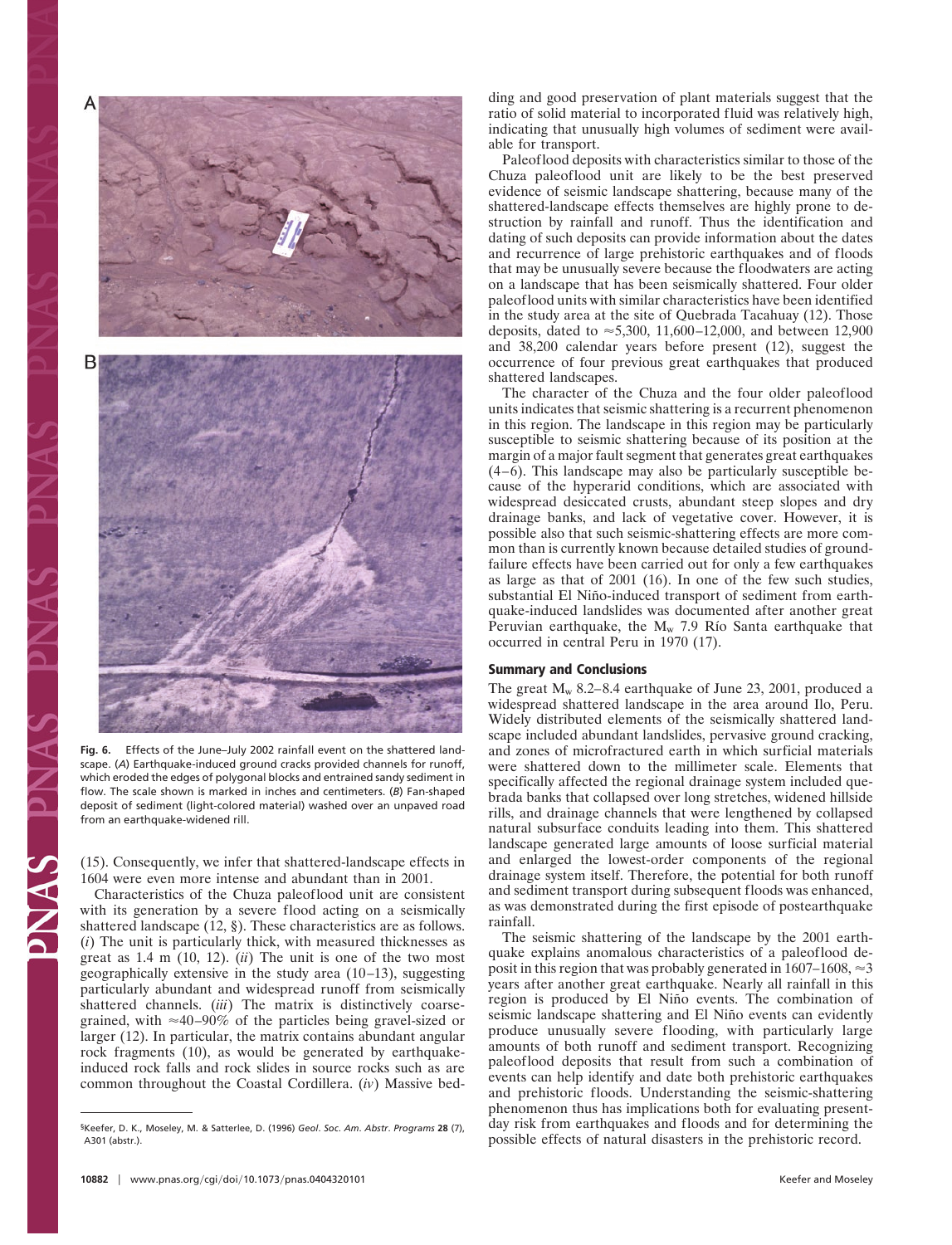Fig. 6. Effects of the June–July 2002 rainfall event on the shattered landscape. (*A*) Earthquake-induced ground cracks provided channels for runoff, which eroded the edges of polygonal blocks and entrained sandy sediment in flow. The scale shown is marked in inches and centimeters. (*B*) Fan-shaped deposit of sediment (light-colored material) washed over an unpaved road from an earthquake-widened rill.

(15). Consequently, we infer that shattered-landscape effects in 1604 were even more intense and abundant than in 2001.

Characteristics of the Chuza paleoflood unit are consistent with its generation by a severe flood acting on a seismically shattered landscape (12, §). These characteristics are as follows. (*i*) The unit is particularly thick, with measured thicknesses as great as 1.4 m (10, 12). (*ii*) The unit is one of the two most geographically extensive in the study area (10–13), suggesting particularly abundant and widespread runoff from seismically shattered channels. (*iii*) The matrix is distinctively coarse-grained, with ≈40–90% of the particles being gravel-sized or larger (12). In particular, the matrix contains abundant angular rock fragments (10), as would be generated by earthquake-induced rock falls and rock slides in source rocks such as are common throughout the Coastal Cordillera. (*iv*) Massive bedding and good preservation of plant materials suggest that the ratio of solid material to incorporated fluid was relatively high, indicating that unusually high volumes of sediment were available for transport.

Paleoflood deposits with characteristics similar to those of the Chuza paleoflood unit are likely to be the best preserved evidence of seismic landscape shattering, because many of the shattered-landscape effects themselves are highly prone to destruction by rainfall and runoff. Thus the identification and dating of such deposits can provide information about the dates and recurrence of large prehistoric earthquakes and of floods that may be unusually severe because the floodwaters are acting on a landscape that has been seismically shattered. Four older paleoflood units with similar characteristics have been identified in the study area at the site of Quebrada Tacahuay (12). Those deposits, dated to ≈5,300, 11,600–12,000, and between 12,900 and 38,200 calendar years before present (12), suggest the occurrence of four previous great earthquakes that produced shattered landscapes.

The character of the Chuza and the four older paleoflood units indicates that seismic shattering is a recurrent phenomenon in this region. The landscape in this region may be particularly susceptible to seismic shattering because of its position at the margin of a major fault segment that generates great earthquakes (4–6). This landscape may also be particularly susceptible because of the hyperarid conditions, which are associated with widespread desiccated crusts, abundant steep slopes and dry drainage banks, and lack of vegetative cover. However, it is possible also that such seismic-shattering effects are more common than is currently known because detailed studies of ground-failure effects have been carried out for only a few earthquakes as large as that of 2001 (16). In one of the few such studies, substantial El Niño-induced transport of sediment from earthquake-induced landslides was documented after another great Peruvian earthquake, the $M_w$ 7.9 Río Santa earthquake that occurred in central Peru in 1970 (17).

## Summary and Conclusions

The great $M_w$ 8.2–8.4 earthquake of June 23, 2001, produced a widespread shattered landscape in the area around Ilo, Peru. Widely distributed elements of the seismically shattered landscape included abundant landslides, pervasive ground cracking, and zones of microfractured earth in which surficial materials were shattered down to the millimeter scale. Elements that specifically affected the regional drainage system included quebrada banks that collapsed over long stretches, widened hillside rills, and drainage channels that were lengthened by collapsed natural subsurface conduits leading into them. This shattered landscape generated large amounts of loose surficial material and enlarged the lowest-order components of the regional drainage system itself. Therefore, the potential for both runoff and sediment transport during subsequent floods was enhanced, as was demonstrated during the first episode of postearthquake rainfall.

The seismic shattering of the landscape by the 2001 earthquake explains anomalous characteristics of a paleoflood deposit in this region that was probably generated in 1607–1608, ≈3 years after another great earthquake. Nearly all rainfall in this region is produced by El Niño events. The combination of seismic landscape shattering and El Niño events can evidently produce unusually severe flooding, with particularly large amounts of both runoff and sediment transport. Recognizing paleoflood deposits that result from such a combination of events can help identify and date both prehistoric earthquakes and prehistoric floods. Understanding the seismic-shattering phenomenon thus has implications both for evaluating present-day risk from earthquakes and floods and for determining the possible effects of natural disasters in the prehistoric record.

§Keefer, D. K., Moseley, M. & Satterlee, D. (1996) *Geol. Soc. Am. Abstr. Programs* **28** (7), A301 (abstr.).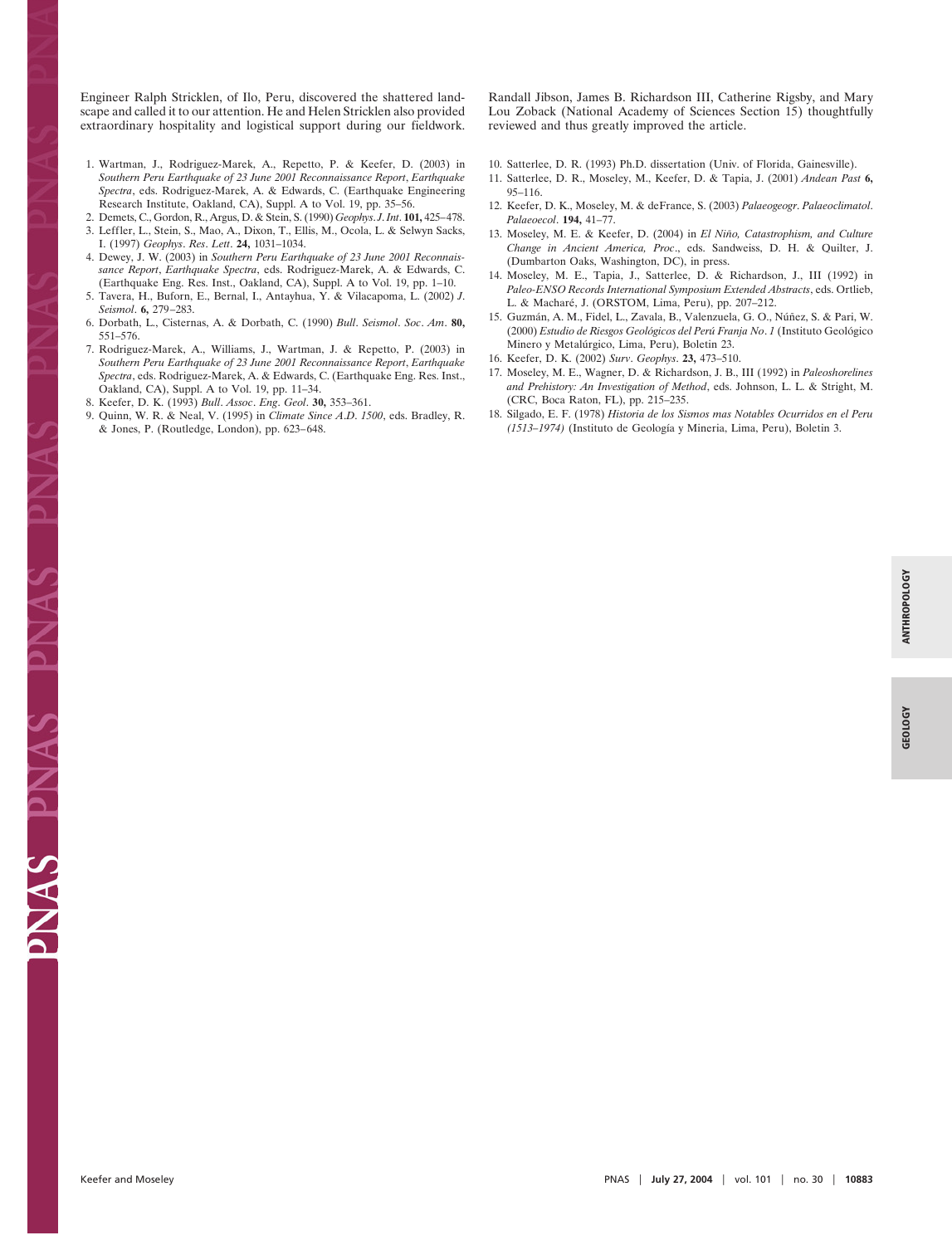Engineer Ralph Stricklen, of Ilo, Peru, discovered the shattered landscape and called it to our attention. He and Helen Stricklen also provided extraordinary hospitality and logistical support during our fieldwork. Randall Jibson, James B. Richardson III, Catherine Rigsby, and Mary Lou Zoback (National Academy of Sciences Section 15) thoughtfully reviewed and thus greatly improved the article.

1. Wartman, J., Rodriguez-Marek, A., Repetto, P. & Keefer, D. (2003) in *Southern Peru Earthquake of 23 June 2001 Reconnaissance Report*, *Earthquake Spectra*, eds. Rodriguez-Marek, A. & Edwards, C. (Earthquake Engineering Research Institute, Oakland, CA), Suppl. A to Vol. 19, pp. 35–56.
2. Demets, C., Gordon, R., Argus, D. & Stein, S. (1990) *Geophys. J. Int.* **101,** 425–478.
3. Leffler, L., Stein, S., Mao, A., Dixon, T., Ellis, M., Ocola, L. & Selwyn Sacks, I. (1997) *Geophys. Res. Lett.* **24,** 1031–1034.
4. Dewey, J. W. (2003) in *Southern Peru Earthquake of 23 June 2001 Reconnaissance Report*, *Earthquake Spectra*, eds. Rodriguez-Marek, A. & Edwards, C. (Earthquake Eng. Res. Inst., Oakland, CA), Suppl. A to Vol. 19, pp. 1–10.
5. Tavera, H., Buforn, E., Bernal, I., Antayhua, Y. & Vilacapoma, L. (2002) *J. Seismol.* **6,** 279–283.
6. Dorbath, L., Cisternas, A. & Dorbath, C. (1990) *Bull. Seismol. Soc. Am.* **80,** 551–576.
7. Rodriguez-Marek, A., Williams, J., Wartman, J. & Repetto, P. (2003) in *Southern Peru Earthquake of 23 June 2001 Reconnaissance Report*, *Earthquake Spectra*, eds. Rodriguez-Marek, A. & Edwards, C. (Earthquake Eng. Res. Inst., Oakland, CA), Suppl. A to Vol. 19, pp. 11–34.
8. Keefer, D. K. (1993) *Bull. Assoc. Eng. Geol.* **30,** 353–361.
9. Quinn, W. R. & Neal, V. (1995) in *Climate Since A.D. 1500*, eds. Bradley, R. & Jones, P. (Routledge, London), pp. 623–648.
10. Satterlee, D. R. (1993) Ph.D. dissertation (Univ. of Florida, Gainesville).
11. Satterlee, D. R., Moseley, M., Keefer, D. & Tapia, J. (2001) *Andean Past* **6,** 95–116.
12. Keefer, D. K., Moseley, M. & deFrance, S. (2003) *Palaeogeogr. Palaeoclimatol. Palaeoecol.* **194,** 41–77.
13. Moseley, M. E. & Keefer, D. (2004) in *El Niño, Catastrophism, and Culture Change in Ancient America, Proc.*, eds. Sandweiss, D. H. & Quilter, J. (Dumbarton Oaks, Washington, DC), in press.
14. Moseley, M. E., Tapia, J., Satterlee, D. & Richardson, J., III (1992) in *Paleo-ENSO Records International Symposium Extended Abstracts*, eds. Ortlieb, L. & Macharé, J. (ORSTOM, Lima, Peru), pp. 207–212.
15. Guzmán, A. M., Fidel, L., Zavala, B., Valenzuela, G. O., Núñez, S. & Pari, W. (2000) *Estudio de Riesgos Geológicos del Perú Franja No. 1* (Instituto Geológico Minero y Metalúrgico, Lima, Peru), Boletin 23.
16. Keefer, D. K. (2002) *Surv. Geophys.* **23,** 473–510.
17. Moseley, M. E., Wagner, D. & Richardson, J. B., III (1992) in *Paleoshorelines and Prehistory: An Investigation of Method*, eds. Johnson, L. L. & Stright, M. (CRC, Boca Raton, FL), pp. 215–235.
18. Silgado, E. F. (1978) *Historia de los Sismos mas Notables Ocurridos en el Peru (1513–1974)* (Instituto de Geología y Mineria, Lima, Peru), Boletin 3.